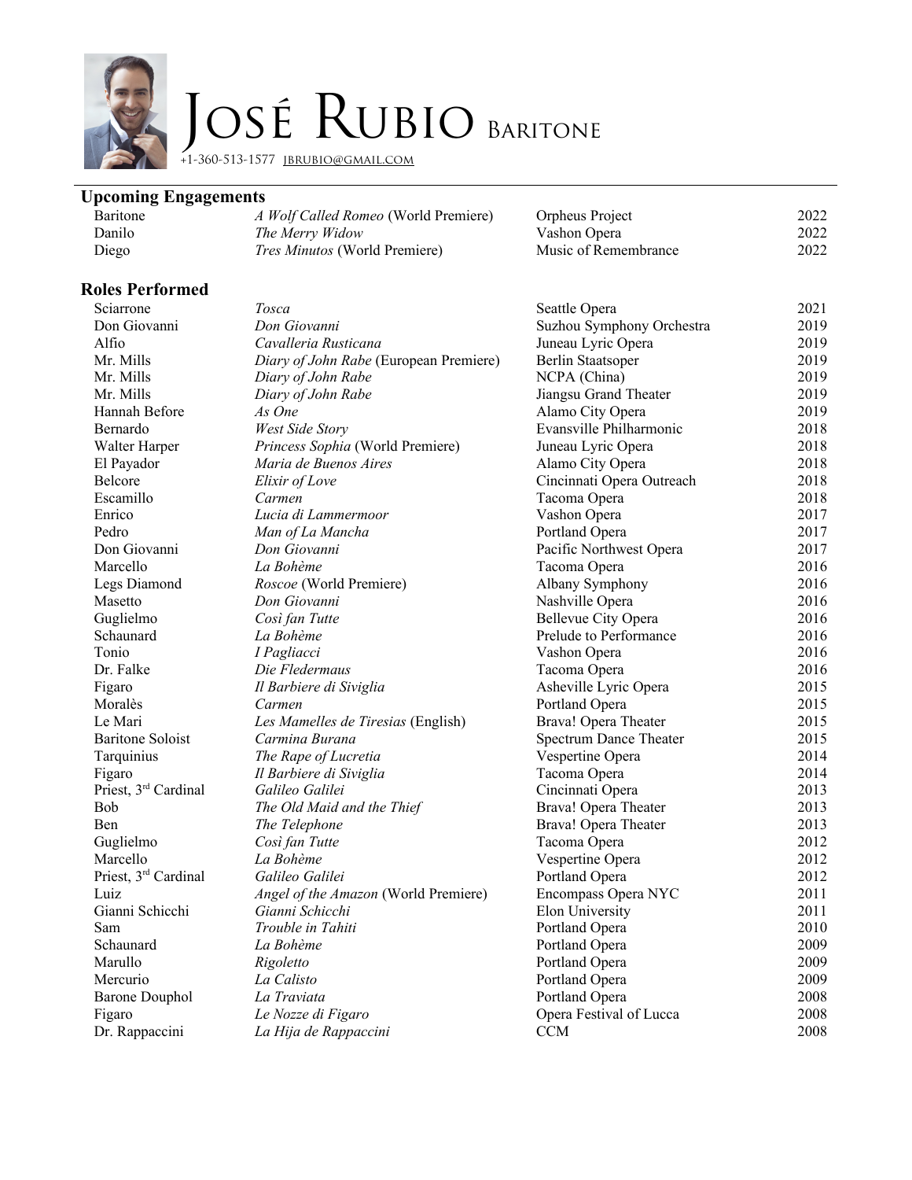# José Rubio Baritone

+1-360-513-1577 jbrubio@gmail.com

## Upcoming Engagements

| | | | |
|---|---|---|---|
| Baritone | *A Wolf Called Romeo* (World Premiere) | Orpheus Project | 2022 |
| Danilo | *The Merry Widow* | Vashon Opera | 2022 |
| Diego | *Tres Minutos* (World Premiere) | Music of Remembrance | 2022 |

## Roles Performed

| | | | |
|---|---|---|---|
| Sciarrone | *Tosca* | Seattle Opera | 2021 |
| Don Giovanni | *Don Giovanni* | Suzhou Symphony Orchestra | 2019 |
| Alfio | *Cavalleria Rusticana* | Juneau Lyric Opera | 2019 |
| Mr. Mills | *Diary of John Rabe* (European Premiere) | Berlin Staatsoper | 2019 |
| Mr. Mills | *Diary of John Rabe* | NCPA (China) | 2019 |
| Mr. Mills | *Diary of John Rabe* | Jiangsu Grand Theater | 2019 |
| Hannah Before | *As One* | Alamo City Opera | 2019 |
| Bernardo | *West Side Story* | Evansville Philharmonic | 2018 |
| Walter Harper | *Princess Sophia* (World Premiere) | Juneau Lyric Opera | 2018 |
| El Payador | *Maria de Buenos Aires* | Alamo City Opera | 2018 |
| Belcore | *Elixir of Love* | Cincinnati Opera Outreach | 2018 |
| Escamillo | *Carmen* | Tacoma Opera | 2018 |
| Enrico | *Lucia di Lammermoor* | Vashon Opera | 2017 |
| Pedro | *Man of La Mancha* | Portland Opera | 2017 |
| Don Giovanni | *Don Giovanni* | Pacific Northwest Opera | 2017 |
| Marcello | *La Bohème* | Tacoma Opera | 2016 |
| Legs Diamond | *Roscoe* (World Premiere) | Albany Symphony | 2016 |
| Masetto | *Don Giovanni* | Nashville Opera | 2016 |
| Guglielmo | *Così fan Tutte* | Bellevue City Opera | 2016 |
| Schaunard | *La Bohème* | Prelude to Performance | 2016 |
| Tonio | *I Pagliacci* | Vashon Opera | 2016 |
| Dr. Falke | *Die Fledermaus* | Tacoma Opera | 2016 |
| Figaro | *Il Barbiere di Siviglia* | Asheville Lyric Opera | 2015 |
| Moralès | *Carmen* | Portland Opera | 2015 |
| Le Mari | *Les Mamelles de Tiresias* (English) | Brava! Opera Theater | 2015 |
| Baritone Soloist | *Carmina Burana* | Spectrum Dance Theater | 2015 |
| Tarquinius | *The Rape of Lucretia* | Vespertine Opera | 2014 |
| Figaro | *Il Barbiere di Siviglia* | Tacoma Opera | 2014 |
| Priest, 3rd Cardinal | *Galileo Galilei* | Cincinnati Opera | 2013 |
| Bob | *The Old Maid and the Thief* | Brava! Opera Theater | 2013 |
| Ben | *The Telephone* | Brava! Opera Theater | 2013 |
| Guglielmo | *Così fan Tutte* | Tacoma Opera | 2012 |
| Marcello | *La Bohème* | Vespertine Opera | 2012 |
| Priest, 3rd Cardinal | *Galileo Galilei* | Portland Opera | 2012 |
| Luiz | *Angel of the Amazon* (World Premiere) | Encompass Opera NYC | 2011 |
| Gianni Schicchi | *Gianni Schicchi* | Elon University | 2011 |
| Sam | *Trouble in Tahiti* | Portland Opera | 2010 |
| Schaunard | *La Bohème* | Portland Opera | 2009 |
| Marullo | *Rigoletto* | Portland Opera | 2009 |
| Mercurio | *La Calisto* | Portland Opera | 2009 |
| Barone Douphol | *La Traviata* | Portland Opera | 2008 |
| Figaro | *Le Nozze di Figaro* | Opera Festival of Lucca | 2008 |
| Dr. Rappaccini | *La Hija de Rappaccini* | CCM | 2008 |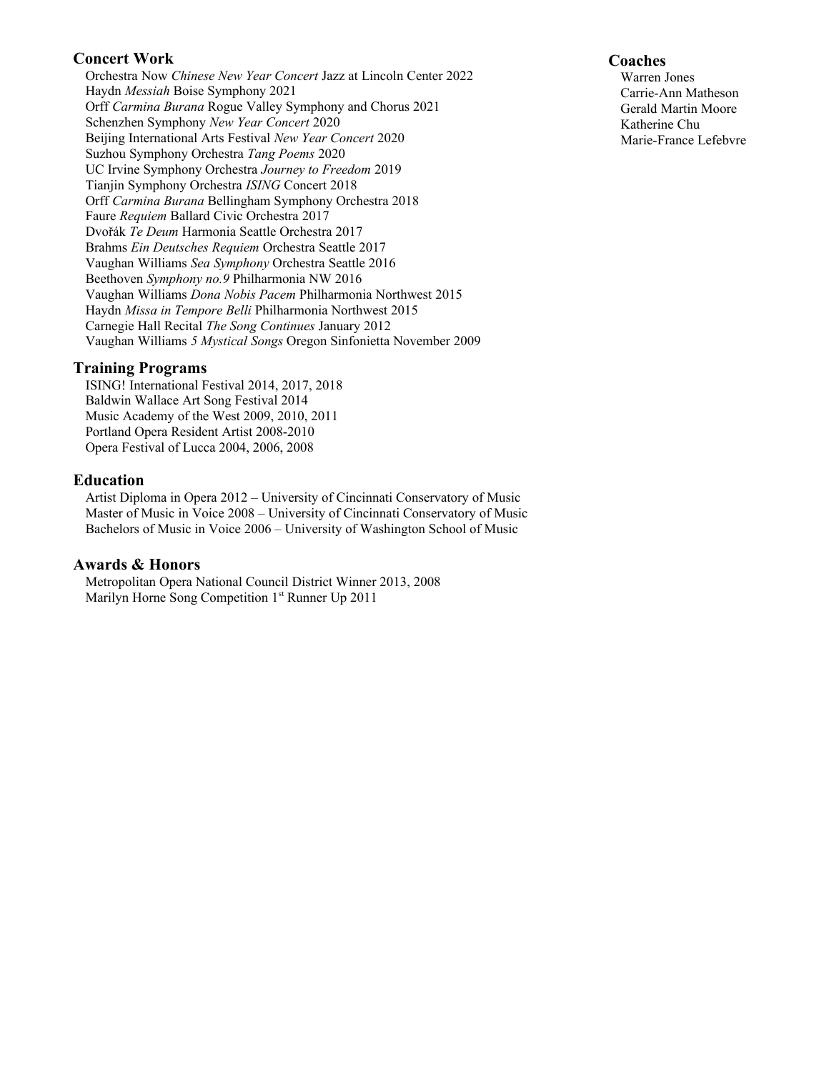## Concert Work

Orchestra Now *Chinese New Year Concert* Jazz at Lincoln Center 2022
Haydn *Messiah* Boise Symphony 2021
Orff *Carmina Burana* Rogue Valley Symphony and Chorus 2021
Schenzhen Symphony *New Year Concert* 2020
Beijing International Arts Festival *New Year Concert* 2020
Suzhou Symphony Orchestra *Tang Poems* 2020
UC Irvine Symphony Orchestra *Journey to Freedom* 2019
Tianjin Symphony Orchestra *ISING* Concert 2018
Orff *Carmina Burana* Bellingham Symphony Orchestra 2018
Faure *Requiem* Ballard Civic Orchestra 2017
Dvořák *Te Deum* Harmonia Seattle Orchestra 2017
Brahms *Ein Deutsches Requiem* Orchestra Seattle 2017
Vaughan Williams *Sea Symphony* Orchestra Seattle 2016
Beethoven *Symphony no.9* Philharmonia NW 2016
Vaughan Williams *Dona Nobis Pacem* Philharmonia Northwest 2015
Haydn *Missa in Tempore Belli* Philharmonia Northwest 2015
Carnegie Hall Recital *The Song Continues* January 2012
Vaughan Williams *5 Mystical Songs* Oregon Sinfonietta November 2009

## Training Programs

ISING! International Festival 2014, 2017, 2018
Baldwin Wallace Art Song Festival 2014
Music Academy of the West 2009, 2010, 2011
Portland Opera Resident Artist 2008-2010
Opera Festival of Lucca 2004, 2006, 2008

## Education

Artist Diploma in Opera 2012 – University of Cincinnati Conservatory of Music
Master of Music in Voice 2008 – University of Cincinnati Conservatory of Music
Bachelors of Music in Voice 2006 – University of Washington School of Music

## Awards & Honors

Metropolitan Opera National Council District Winner 2013, 2008
Marilyn Horne Song Competition 1st Runner Up 2011

## Coaches

Warren Jones
Carrie-Ann Matheson
Gerald Martin Moore
Katherine Chu
Marie-France Lefebvre